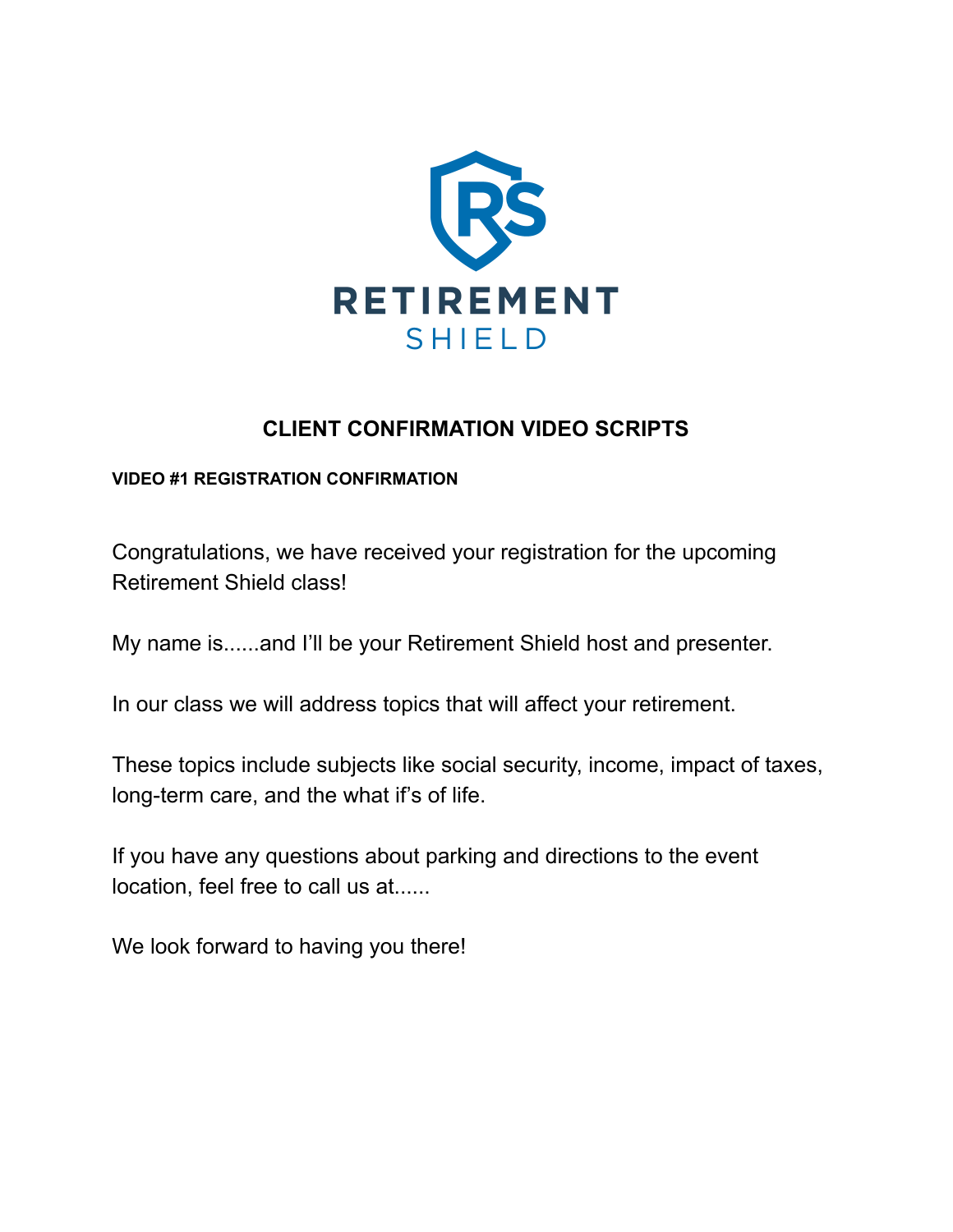RETIREMENT

SHIELD

# CLIENT CONFIRMATION VIDEO SCRIPTS

### VIDEO #1 REGISTRATION CONFIRMATION

Congratulations, we have received your registration for the upcoming Retirement Shield class!

My name is......and I'll be your Retirement Shield host and presenter.

In our class we will address topics that will affect your retirement.

These topics include subjects like social security, income, impact of taxes, long-term care, and the what if's of life.

If you have any questions about parking and directions to the event location, feel free to call us at......

We look forward to having you there!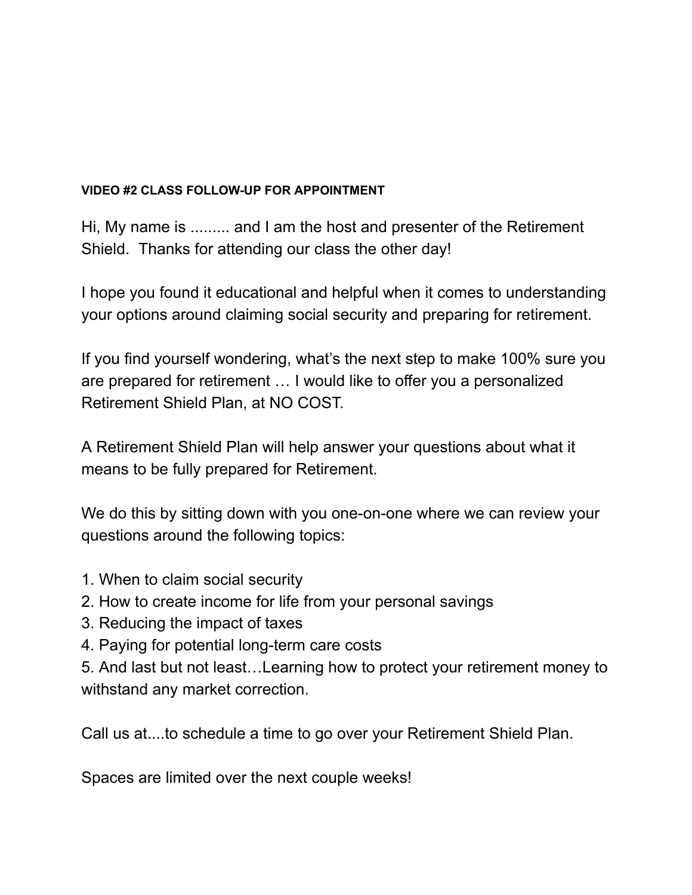**VIDEO #2 CLASS FOLLOW-UP FOR APPOINTMENT**

Hi, My name is ......... and I am the host and presenter of the Retirement Shield. Thanks for attending our class the other day!

I hope you found it educational and helpful when it comes to understanding your options around claiming social security and preparing for retirement.

If you find yourself wondering, what's the next step to make 100% sure you are prepared for retirement … I would like to offer you a personalized Retirement Shield Plan, at NO COST.

A Retirement Shield Plan will help answer your questions about what it means to be fully prepared for Retirement.

We do this by sitting down with you one-on-one where we can review your questions around the following topics:

1. When to claim social security
2. How to create income for life from your personal savings
3. Reducing the impact of taxes
4. Paying for potential long-term care costs
5. And last but not least…Learning how to protect your retirement money to withstand any market correction.

Call us at....to schedule a time to go over your Retirement Shield Plan.

Spaces are limited over the next couple weeks!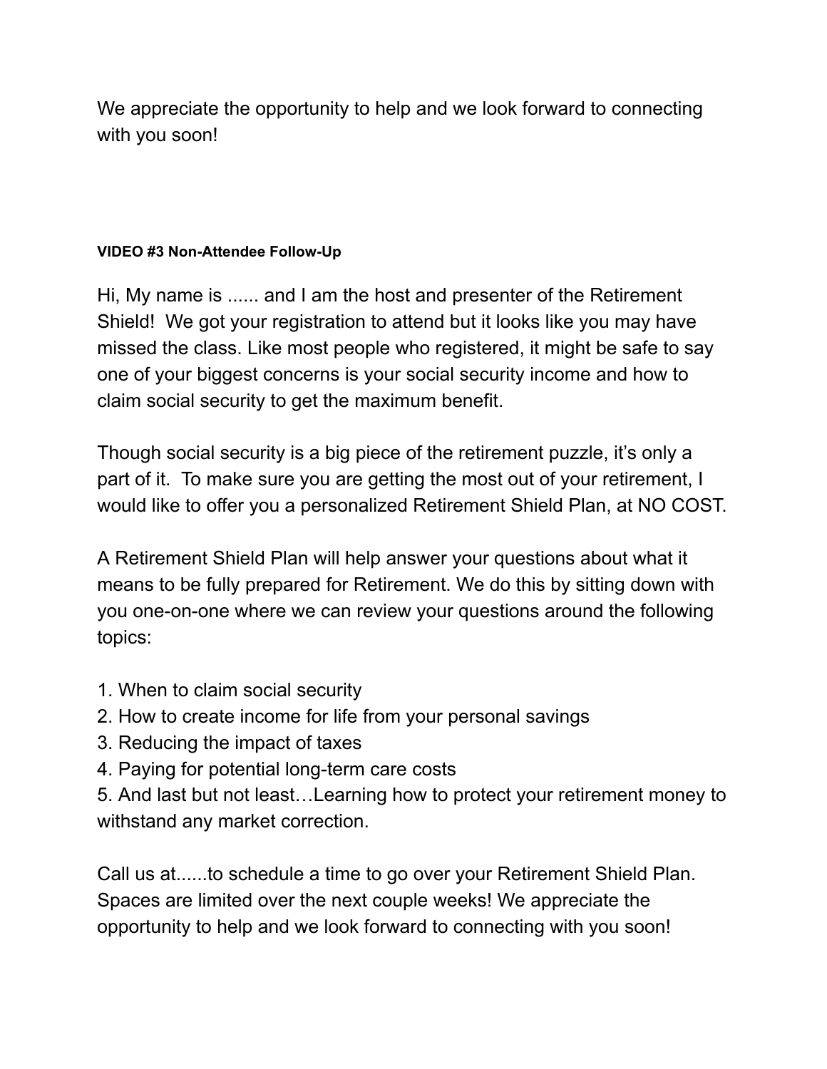We appreciate the opportunity to help and we look forward to connecting with you soon!

**VIDEO #3 Non-Attendee Follow-Up**

Hi, My name is ...... and I am the host and presenter of the Retirement Shield! We got your registration to attend but it looks like you may have missed the class. Like most people who registered, it might be safe to say one of your biggest concerns is your social security income and how to claim social security to get the maximum benefit.

Though social security is a big piece of the retirement puzzle, it's only a part of it. To make sure you are getting the most out of your retirement, I would like to offer you a personalized Retirement Shield Plan, at NO COST.

A Retirement Shield Plan will help answer your questions about what it means to be fully prepared for Retirement. We do this by sitting down with you one-on-one where we can review your questions around the following topics:

1. When to claim social security
2. How to create income for life from your personal savings
3. Reducing the impact of taxes
4. Paying for potential long-term care costs
5. And last but not least…Learning how to protect your retirement money to withstand any market correction.

Call us at......to schedule a time to go over your Retirement Shield Plan. Spaces are limited over the next couple weeks! We appreciate the opportunity to help and we look forward to connecting with you soon!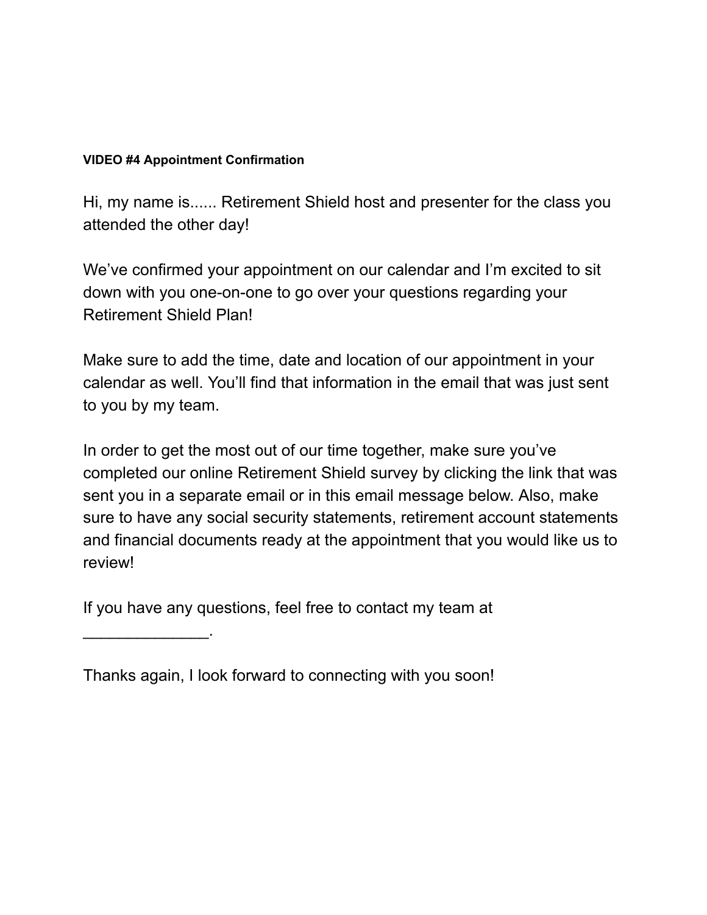**VIDEO #4 Appointment Confirmation**

Hi, my name is...... Retirement Shield host and presenter for the class you attended the other day!

We've confirmed your appointment on our calendar and I'm excited to sit down with you one-on-one to go over your questions regarding your Retirement Shield Plan!

Make sure to add the time, date and location of our appointment in your calendar as well. You'll find that information in the email that was just sent to you by my team.

In order to get the most out of our time together, make sure you've completed our online Retirement Shield survey by clicking the link that was sent you in a separate email or in this email message below. Also, make sure to have any social security statements, retirement account statements and financial documents ready at the appointment that you would like us to review!

If you have any questions, feel free to contact my team at ______________.

Thanks again, I look forward to connecting with you soon!